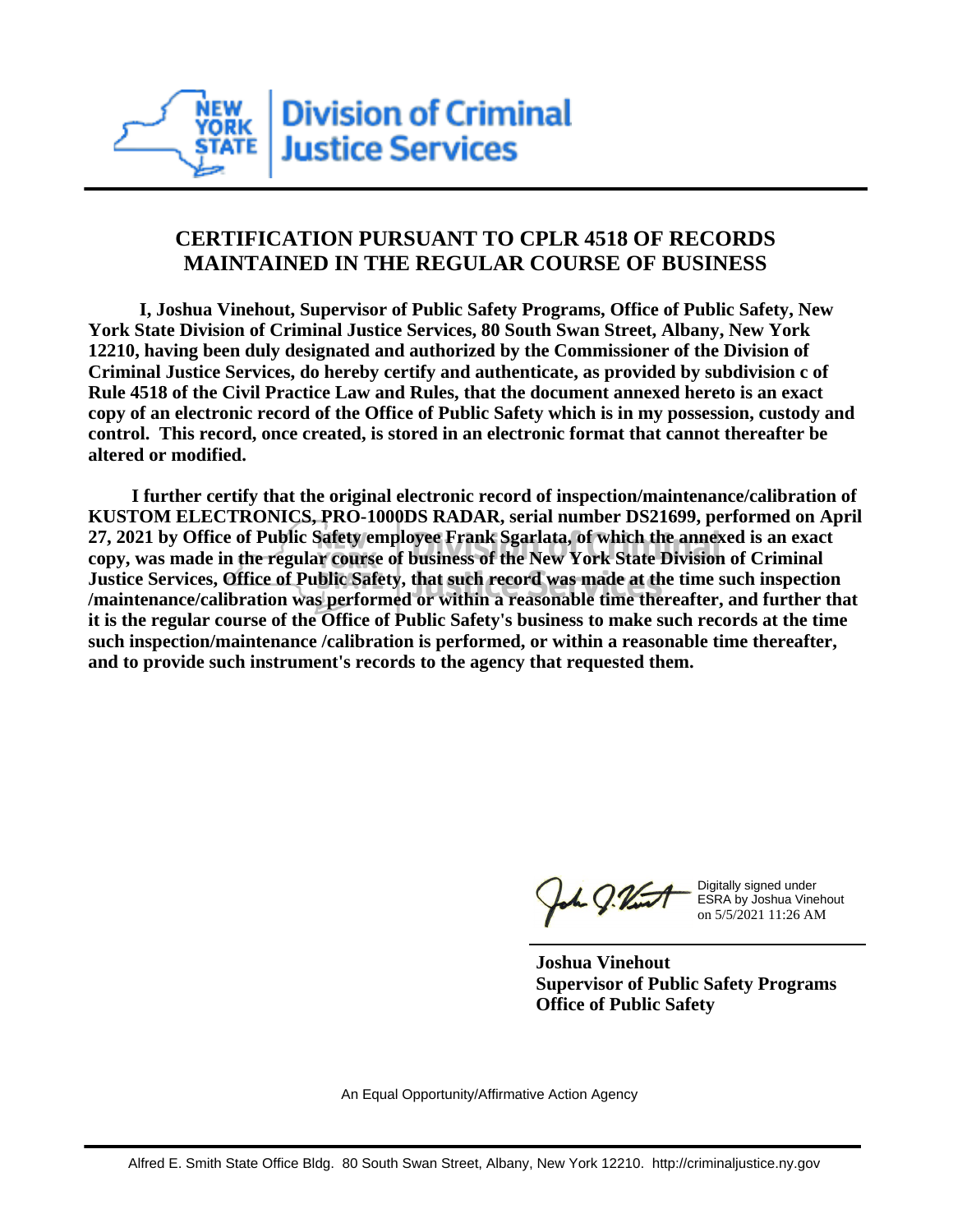New York State Division of Criminal Justice Services

# CERTIFICATION PURSUANT TO CPLR 4518 OF RECORDS MAINTAINED IN THE REGULAR COURSE OF BUSINESS

**I, Joshua Vinehout, Supervisor of Public Safety Programs, Office of Public Safety, New York State Division of Criminal Justice Services, 80 South Swan Street, Albany, New York 12210, having been duly designated and authorized by the Commissioner of the Division of Criminal Justice Services, do hereby certify and authenticate, as provided by subdivision c of Rule 4518 of the Civil Practice Law and Rules, that the document annexed hereto is an exact copy of an electronic record of the Office of Public Safety which is in my possession, custody and control. This record, once created, is stored in an electronic format that cannot thereafter be altered or modified.**

**I further certify that the original electronic record of inspection/maintenance/calibration of KUSTOM ELECTRONICS, PRO-1000DS RADAR, serial number DS21699, performed on April 27, 2021 by Office of Public Safety employee Frank Sgarlata, of which the annexed is an exact copy, was made in the regular course of business of the New York State Division of Criminal Justice Services, Office of Public Safety, that such record was made at the time such inspection /maintenance/calibration was performed or within a reasonable time thereafter, and further that it is the regular course of the Office of Public Safety's business to make such records at the time such inspection/maintenance /calibration is performed, or within a reasonable time thereafter, and to provide such instrument's records to the agency that requested them.**

Digitally signed under ESRA by Joshua Vinehout on 5/5/2021 11:26 AM

**Joshua Vinehout**
**Supervisor of Public Safety Programs**
**Office of Public Safety**

An Equal Opportunity/Affirmative Action Agency

Alfred E. Smith State Office Bldg. 80 South Swan Street, Albany, New York 12210. http://criminaljustice.ny.gov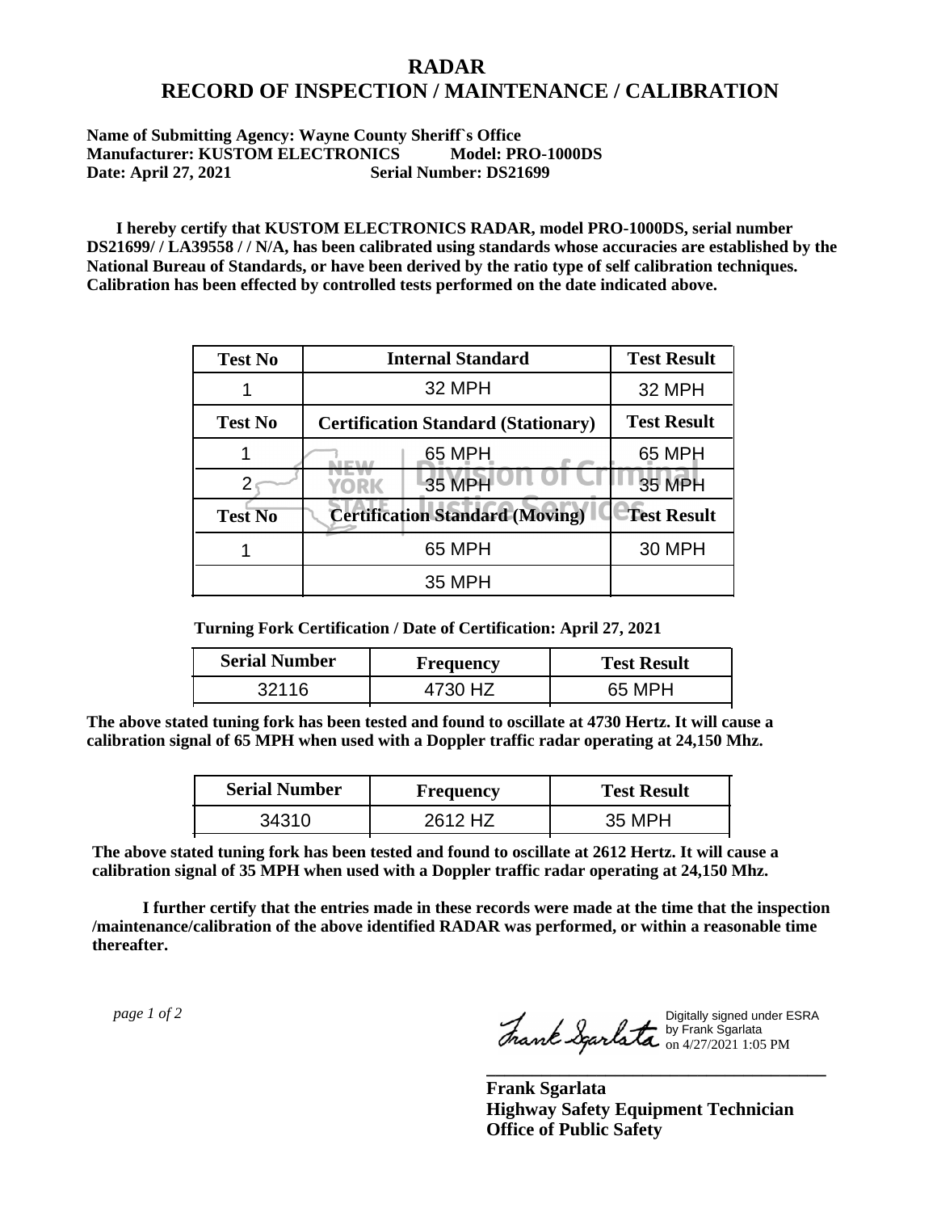# RADAR
# RECORD OF INSPECTION / MAINTENANCE / CALIBRATION

**Name of Submitting Agency: Wayne County Sheriff`s Office**
**Manufacturer: KUSTOM ELECTRONICS Model: PRO-1000DS**
**Date: April 27, 2021 Serial Number: DS21699**

**I hereby certify that KUSTOM ELECTRONICS RADAR, model PRO-1000DS, serial number DS21699/ / LA39558 / / N/A, has been calibrated using standards whose accuracies are established by the National Bureau of Standards, or have been derived by the ratio type of self calibration techniques. Calibration has been effected by controlled tests performed on the date indicated above.**

| Test No | Internal Standard | Test Result |
|---|---|---|
| 1 | 32 MPH | 32 MPH |
| **Test No** | **Certification Standard (Stationary)** | **Test Result** |
| 1 | 65 MPH | 65 MPH |
| 2 | 35 MPH | 35 MPH |
| **Test No** | **Certification Standard (Moving)** | **Test Result** |
| 1 | 65 MPH | 30 MPH |
| | 35 MPH | |

**Turning Fork Certification / Date of Certification: April 27, 2021**

| Serial Number | Frequency | Test Result |
|---|---|---|
| 32116 | 4730 HZ | 65 MPH |

**The above stated tuning fork has been tested and found to oscillate at 4730 Hertz. It will cause a calibration signal of 65 MPH when used with a Doppler traffic radar operating at 24,150 Mhz.**

| Serial Number | Frequency | Test Result |
|---|---|---|
| 34310 | 2612 HZ | 35 MPH |

**The above stated tuning fork has been tested and found to oscillate at 2612 Hertz. It will cause a calibration signal of 35 MPH when used with a Doppler traffic radar operating at 24,150 Mhz.**

**I further certify that the entries made in these records were made at the time that the inspection /maintenance/calibration of the above identified RADAR was performed, or within a reasonable time thereafter.**

Digitally signed under ESRA by Frank Sgarlata on 4/27/2021 1:05 PM

**Frank Sgarlata**
**Highway Safety Equipment Technician**
**Office of Public Safety**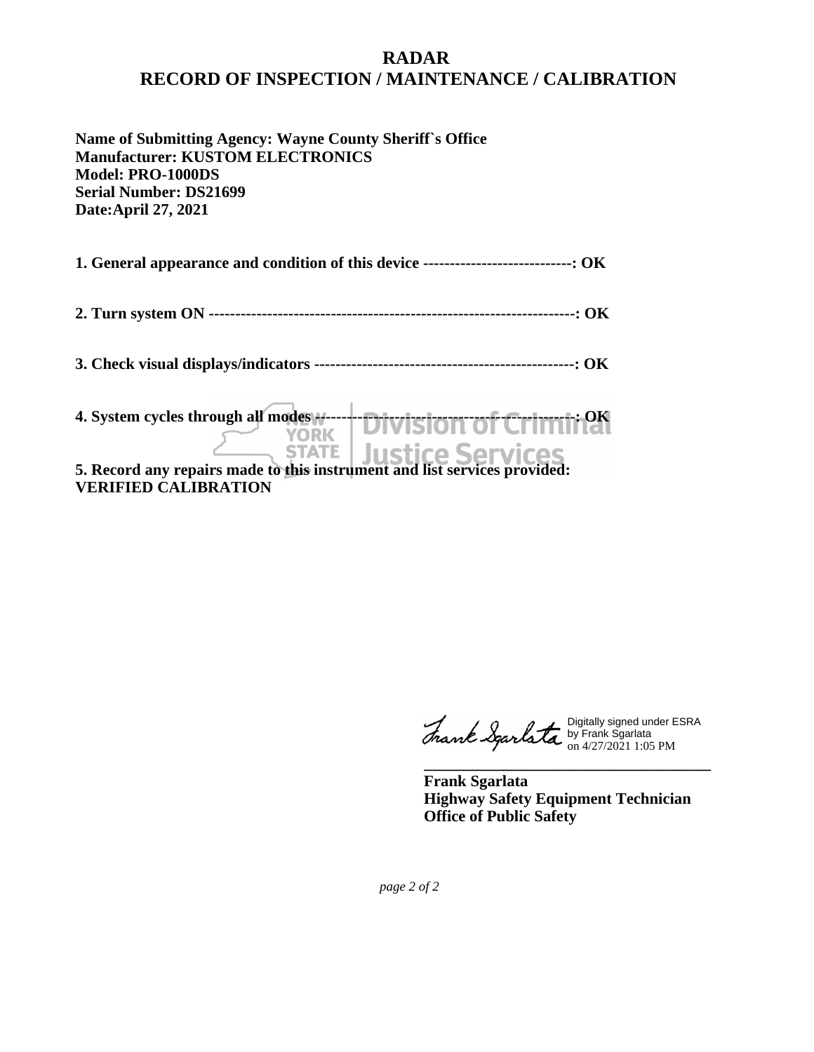# RADAR
# RECORD OF INSPECTION / MAINTENANCE / CALIBRATION

**Name of Submitting Agency: Wayne County Sheriff`s Office**
**Manufacturer: KUSTOM ELECTRONICS**
**Model: PRO-1000DS**
**Serial Number: DS21699**
**Date:April 27, 2021**

**1. General appearance and condition of this device ----------------------------: OK**

**2. Turn system ON -------------------------------------------------------------------: OK**

**3. Check visual displays/indicators -------------------------------------------------: OK**

**4. System cycles through all modes ------------------------------------------------: OK**

**5. Record any repairs made to this instrument and list services provided:**
**VERIFIED CALIBRATION**

Digitally signed under ESRA by Frank Sgarlata on 4/27/2021 1:05 PM

**Frank Sgarlata**
**Highway Safety Equipment Technician**
**Office of Public Safety**